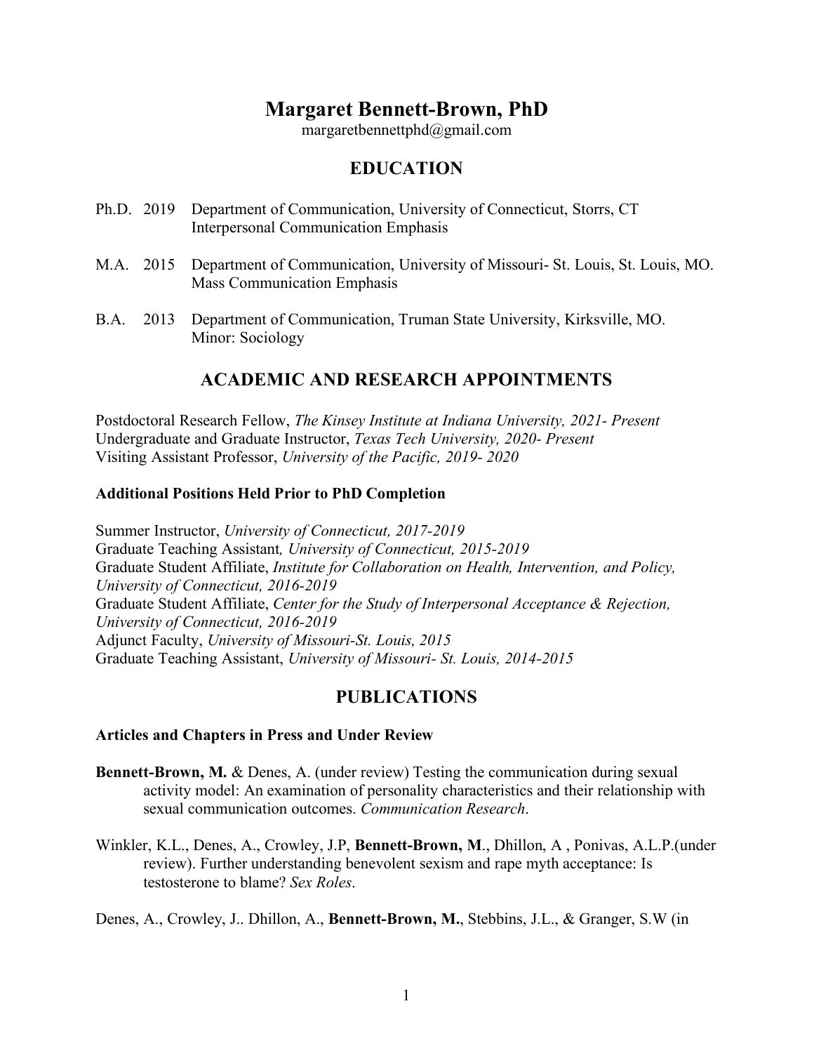# Margaret Bennett-Brown, PhD

margaretbennettphd@gmail.com

## EDUCATION

Ph.D. 2019 Department of Communication, University of Connecticut, Storrs, CT
Interpersonal Communication Emphasis

M.A. 2015 Department of Communication, University of Missouri- St. Louis, St. Louis, MO.
Mass Communication Emphasis

B.A. 2013 Department of Communication, Truman State University, Kirksville, MO.
Minor: Sociology

## ACADEMIC AND RESEARCH APPOINTMENTS

Postdoctoral Research Fellow, *The Kinsey Institute at Indiana University, 2021- Present*
Undergraduate and Graduate Instructor, *Texas Tech University, 2020- Present*
Visiting Assistant Professor, *University of the Pacific, 2019- 2020*

### Additional Positions Held Prior to PhD Completion

Summer Instructor, *University of Connecticut, 2017-2019*
Graduate Teaching Assistant*, University of Connecticut, 2015-2019*
Graduate Student Affiliate, *Institute for Collaboration on Health, Intervention, and Policy, University of Connecticut, 2016-2019*
Graduate Student Affiliate, *Center for the Study of Interpersonal Acceptance & Rejection, University of Connecticut, 2016-2019*
Adjunct Faculty, *University of Missouri-St. Louis, 2015*
Graduate Teaching Assistant, *University of Missouri- St. Louis, 2014-2015*

## PUBLICATIONS

### Articles and Chapters in Press and Under Review

**Bennett-Brown, M.** & Denes, A. (under review) Testing the communication during sexual activity model: An examination of personality characteristics and their relationship with sexual communication outcomes. *Communication Research*.

Winkler, K.L., Denes, A., Crowley, J.P, **Bennett-Brown, M**., Dhillon, A , Ponivas, A.L.P.(under review). Further understanding benevolent sexism and rape myth acceptance: Is testosterone to blame? *Sex Roles*.

Denes, A., Crowley, J.. Dhillon, A., **Bennett-Brown, M.**, Stebbins, J.L., & Granger, S.W (in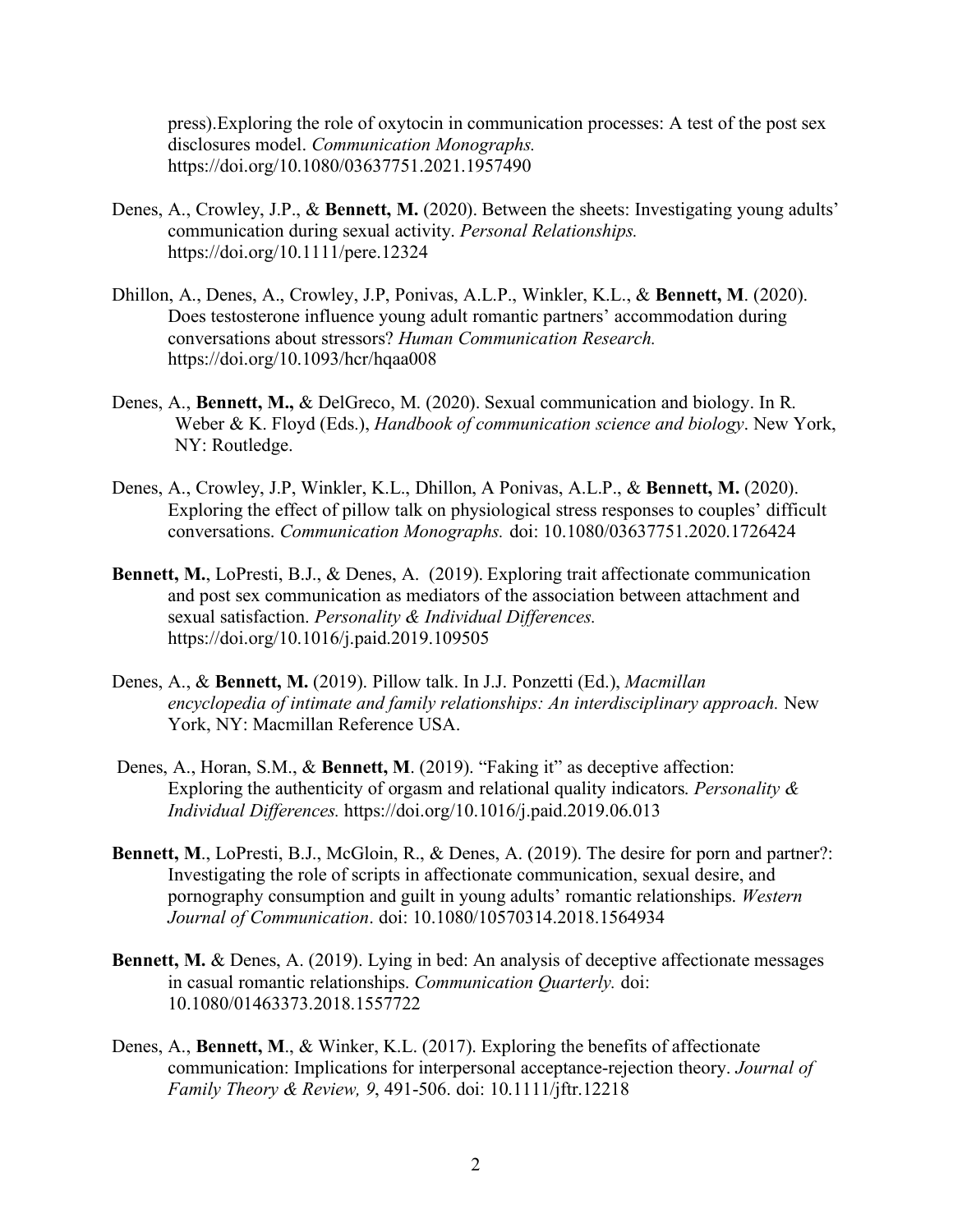press).Exploring the role of oxytocin in communication processes: A test of the post sex disclosures model. *Communication Monographs.* https://doi.org/10.1080/03637751.2021.1957490

Denes, A., Crowley, J.P., & **Bennett, M.** (2020). Between the sheets: Investigating young adults' communication during sexual activity. *Personal Relationships.* https://doi.org/10.1111/pere.12324

Dhillon, A., Denes, A., Crowley, J.P, Ponivas, A.L.P., Winkler, K.L., & **Bennett, M**. (2020). Does testosterone influence young adult romantic partners' accommodation during conversations about stressors? *Human Communication Research.* https://doi.org/10.1093/hcr/hqaa008

Denes, A., **Bennett, M.,** & DelGreco, M. (2020). Sexual communication and biology. In R. Weber & K. Floyd (Eds.), *Handbook of communication science and biology*. New York, NY: Routledge.

Denes, A., Crowley, J.P, Winkler, K.L., Dhillon, A Ponivas, A.L.P., & **Bennett, M.** (2020). Exploring the effect of pillow talk on physiological stress responses to couples' difficult conversations. *Communication Monographs.* doi: 10.1080/03637751.2020.1726424

**Bennett, M.**, LoPresti, B.J., & Denes, A. (2019). Exploring trait affectionate communication and post sex communication as mediators of the association between attachment and sexual satisfaction. *Personality & Individual Differences.* https://doi.org/10.1016/j.paid.2019.109505

Denes, A., & **Bennett, M.** (2019). Pillow talk. In J.J. Ponzetti (Ed.), *Macmillan encyclopedia of intimate and family relationships: An interdisciplinary approach.* New York, NY: Macmillan Reference USA.

Denes, A., Horan, S.M., & **Bennett, M**. (2019). "Faking it" as deceptive affection: Exploring the authenticity of orgasm and relational quality indicators. *Personality & Individual Differences.* https://doi.org/10.1016/j.paid.2019.06.013

**Bennett, M**., LoPresti, B.J., McGloin, R., & Denes, A. (2019). The desire for porn and partner?: Investigating the role of scripts in affectionate communication, sexual desire, and pornography consumption and guilt in young adults' romantic relationships. *Western Journal of Communication*. doi: 10.1080/10570314.2018.1564934

**Bennett, M.** & Denes, A. (2019). Lying in bed: An analysis of deceptive affectionate messages in casual romantic relationships. *Communication Quarterly.* doi: 10.1080/01463373.2018.1557722

Denes, A., **Bennett, M**., & Winker, K.L. (2017). Exploring the benefits of affectionate communication: Implications for interpersonal acceptance-rejection theory. *Journal of Family Theory & Review, 9*, 491-506. doi: 10.1111/jftr.12218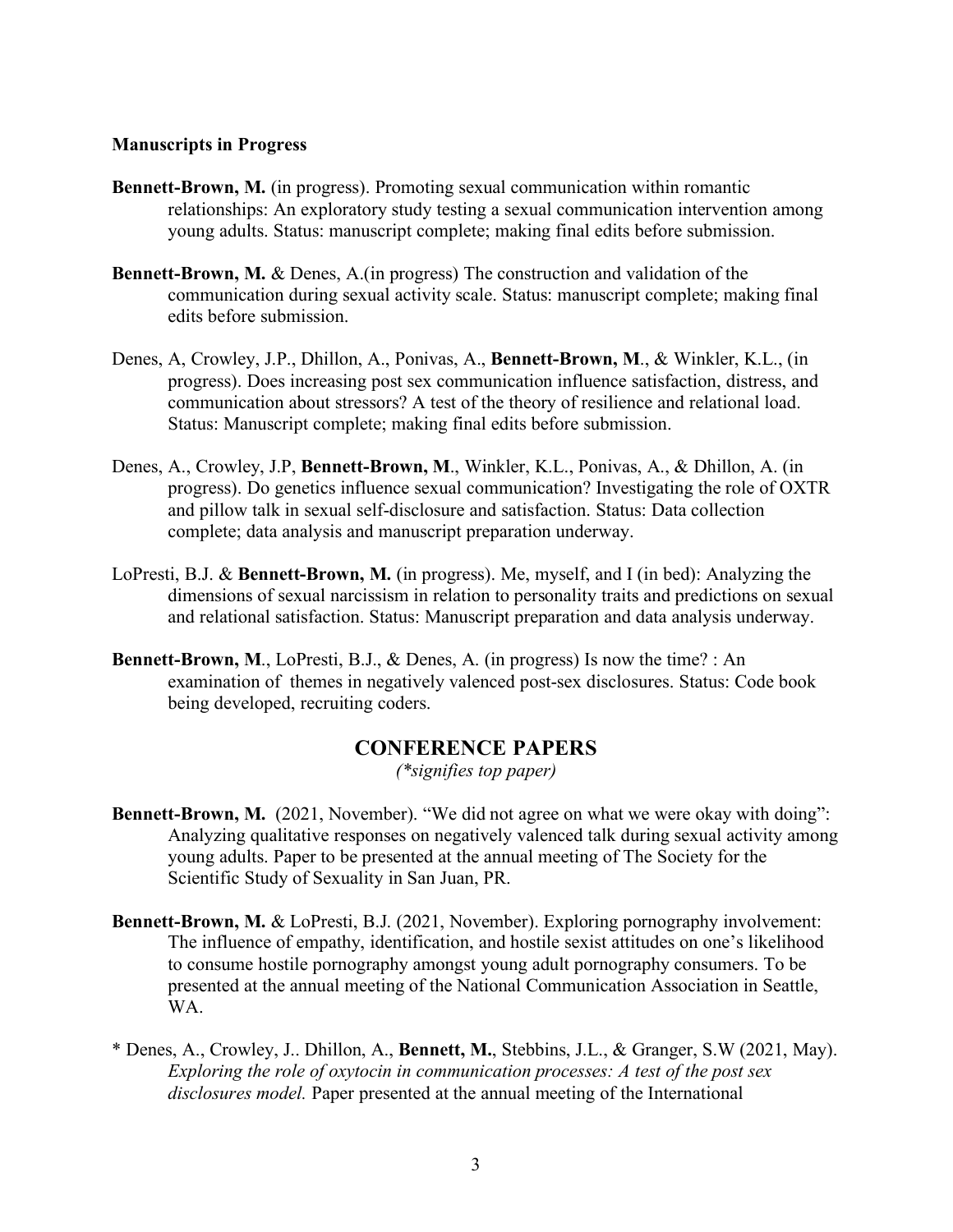### Manuscripts in Progress

**Bennett-Brown, M.** (in progress). Promoting sexual communication within romantic relationships: An exploratory study testing a sexual communication intervention among young adults. Status: manuscript complete; making final edits before submission.

**Bennett-Brown, M.** & Denes, A.(in progress) The construction and validation of the communication during sexual activity scale. Status: manuscript complete; making final edits before submission.

Denes, A, Crowley, J.P., Dhillon, A., Ponivas, A., **Bennett-Brown, M**., & Winkler, K.L., (in progress). Does increasing post sex communication influence satisfaction, distress, and communication about stressors? A test of the theory of resilience and relational load. Status: Manuscript complete; making final edits before submission.

Denes, A., Crowley, J.P, **Bennett-Brown, M**., Winkler, K.L., Ponivas, A., & Dhillon, A. (in progress). Do genetics influence sexual communication? Investigating the role of OXTR and pillow talk in sexual self-disclosure and satisfaction. Status: Data collection complete; data analysis and manuscript preparation underway.

LoPresti, B.J. & **Bennett-Brown, M.** (in progress). Me, myself, and I (in bed): Analyzing the dimensions of sexual narcissism in relation to personality traits and predictions on sexual and relational satisfaction. Status: Manuscript preparation and data analysis underway.

**Bennett-Brown, M**., LoPresti, B.J., & Denes, A. (in progress) Is now the time? : An examination of themes in negatively valenced post-sex disclosures. Status: Code book being developed, recruiting coders.

## CONFERENCE PAPERS

*(\*signifies top paper)*

**Bennett-Brown, M.** (2021, November). "We did not agree on what we were okay with doing": Analyzing qualitative responses on negatively valenced talk during sexual activity among young adults. Paper to be presented at the annual meeting of The Society for the Scientific Study of Sexuality in San Juan, PR.

**Bennett-Brown, M.** & LoPresti, B.J. (2021, November). Exploring pornography involvement: The influence of empathy, identification, and hostile sexist attitudes on one's likelihood to consume hostile pornography amongst young adult pornography consumers. To be presented at the annual meeting of the National Communication Association in Seattle, WA.

\* Denes, A., Crowley, J.. Dhillon, A., **Bennett, M.**, Stebbins, J.L., & Granger, S.W (2021, May). *Exploring the role of oxytocin in communication processes: A test of the post sex disclosures model.* Paper presented at the annual meeting of the International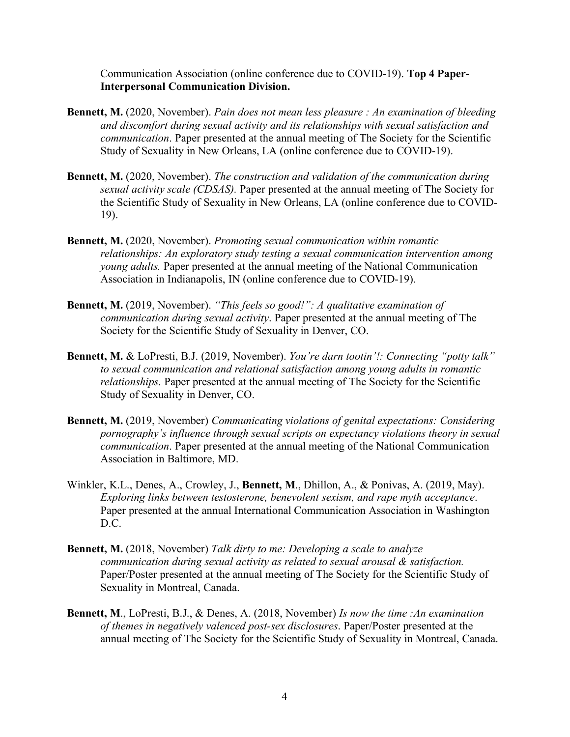Communication Association (online conference due to COVID-19). **Top 4 Paper-Interpersonal Communication Division.**

**Bennett, M.** (2020, November). *Pain does not mean less pleasure : An examination of bleeding and discomfort during sexual activity and its relationships with sexual satisfaction and communication*. Paper presented at the annual meeting of The Society for the Scientific Study of Sexuality in New Orleans, LA (online conference due to COVID-19).

**Bennett, M.** (2020, November). *The construction and validation of the communication during sexual activity scale (CDSAS).* Paper presented at the annual meeting of The Society for the Scientific Study of Sexuality in New Orleans, LA (online conference due to COVID-19).

**Bennett, M.** (2020, November). *Promoting sexual communication within romantic relationships: An exploratory study testing a sexual communication intervention among young adults.* Paper presented at the annual meeting of the National Communication Association in Indianapolis, IN (online conference due to COVID-19).

**Bennett, M.** (2019, November). *"This feels so good!": A qualitative examination of communication during sexual activity*. Paper presented at the annual meeting of The Society for the Scientific Study of Sexuality in Denver, CO.

**Bennett, M.** & LoPresti, B.J. (2019, November). *You're darn tootin'!: Connecting "potty talk" to sexual communication and relational satisfaction among young adults in romantic relationships.* Paper presented at the annual meeting of The Society for the Scientific Study of Sexuality in Denver, CO.

**Bennett, M.** (2019, November) *Communicating violations of genital expectations: Considering pornography's influence through sexual scripts on expectancy violations theory in sexual communication*. Paper presented at the annual meeting of the National Communication Association in Baltimore, MD.

Winkler, K.L., Denes, A., Crowley, J., **Bennett, M**., Dhillon, A., & Ponivas, A. (2019, May). *Exploring links between testosterone, benevolent sexism, and rape myth acceptance*. Paper presented at the annual International Communication Association in Washington D.C.

**Bennett, M.** (2018, November) *Talk dirty to me: Developing a scale to analyze communication during sexual activity as related to sexual arousal & satisfaction.* Paper/Poster presented at the annual meeting of The Society for the Scientific Study of Sexuality in Montreal, Canada.

**Bennett, M**., LoPresti, B.J., & Denes, A. (2018, November) *Is now the time :An examination of themes in negatively valenced post-sex disclosures*. Paper/Poster presented at the annual meeting of The Society for the Scientific Study of Sexuality in Montreal, Canada.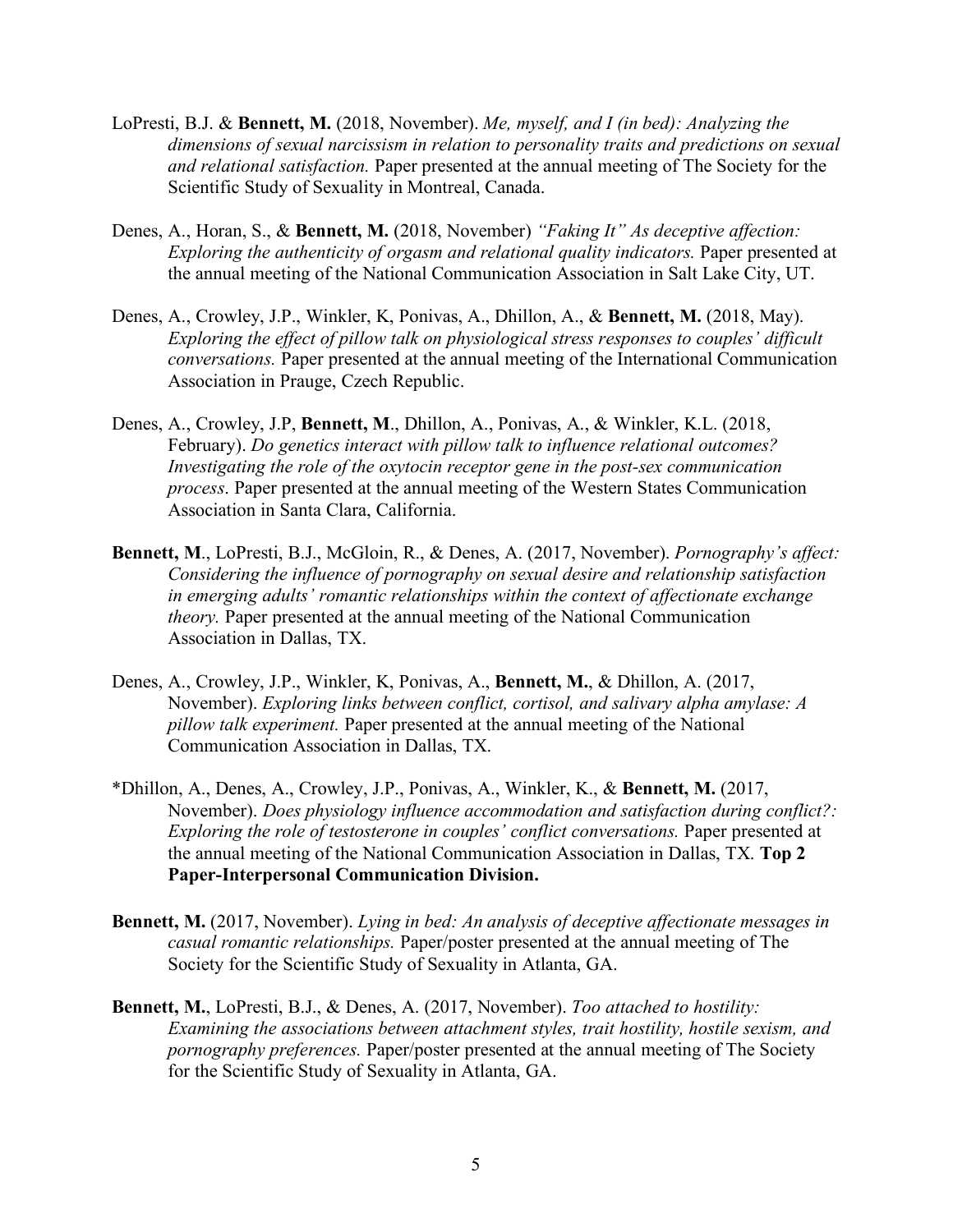LoPresti, B.J. & **Bennett, M.** (2018, November). *Me, myself, and I (in bed): Analyzing the dimensions of sexual narcissism in relation to personality traits and predictions on sexual and relational satisfaction.* Paper presented at the annual meeting of The Society for the Scientific Study of Sexuality in Montreal, Canada.

Denes, A., Horan, S., & **Bennett, M.** (2018, November) *"Faking It" As deceptive affection: Exploring the authenticity of orgasm and relational quality indicators.* Paper presented at the annual meeting of the National Communication Association in Salt Lake City, UT.

Denes, A., Crowley, J.P., Winkler, K, Ponivas, A., Dhillon, A., & **Bennett, M.** (2018, May). *Exploring the effect of pillow talk on physiological stress responses to couples' difficult conversations.* Paper presented at the annual meeting of the International Communication Association in Prauge, Czech Republic.

Denes, A., Crowley, J.P, **Bennett, M**., Dhillon, A., Ponivas, A., & Winkler, K.L. (2018, February). *Do genetics interact with pillow talk to influence relational outcomes? Investigating the role of the oxytocin receptor gene in the post-sex communication process*. Paper presented at the annual meeting of the Western States Communication Association in Santa Clara, California.

**Bennett, M**., LoPresti, B.J., McGloin, R., & Denes, A. (2017, November). *Pornography's affect: Considering the influence of pornography on sexual desire and relationship satisfaction in emerging adults' romantic relationships within the context of affectionate exchange theory.* Paper presented at the annual meeting of the National Communication Association in Dallas, TX.

Denes, A., Crowley, J.P., Winkler, K, Ponivas, A., **Bennett, M.**, & Dhillon, A. (2017, November). *Exploring links between conflict, cortisol, and salivary alpha amylase: A pillow talk experiment.* Paper presented at the annual meeting of the National Communication Association in Dallas, TX.

*Dhillon, A., Denes, A., Crowley, J.P., Ponivas, A., Winkler, K., & **Bennett, M.** (2017, November). *Does physiology influence accommodation and satisfaction during conflict?: Exploring the role of testosterone in couples' conflict conversations.* Paper presented at the annual meeting of the National Communication Association in Dallas, TX. **Top 2 Paper-Interpersonal Communication Division.**

**Bennett, M.** (2017, November). *Lying in bed: An analysis of deceptive affectionate messages in casual romantic relationships.* Paper/poster presented at the annual meeting of The Society for the Scientific Study of Sexuality in Atlanta, GA.

**Bennett, M.**, LoPresti, B.J., & Denes, A. (2017, November). *Too attached to hostility: Examining the associations between attachment styles, trait hostility, hostile sexism, and pornography preferences.* Paper/poster presented at the annual meeting of The Society for the Scientific Study of Sexuality in Atlanta, GA.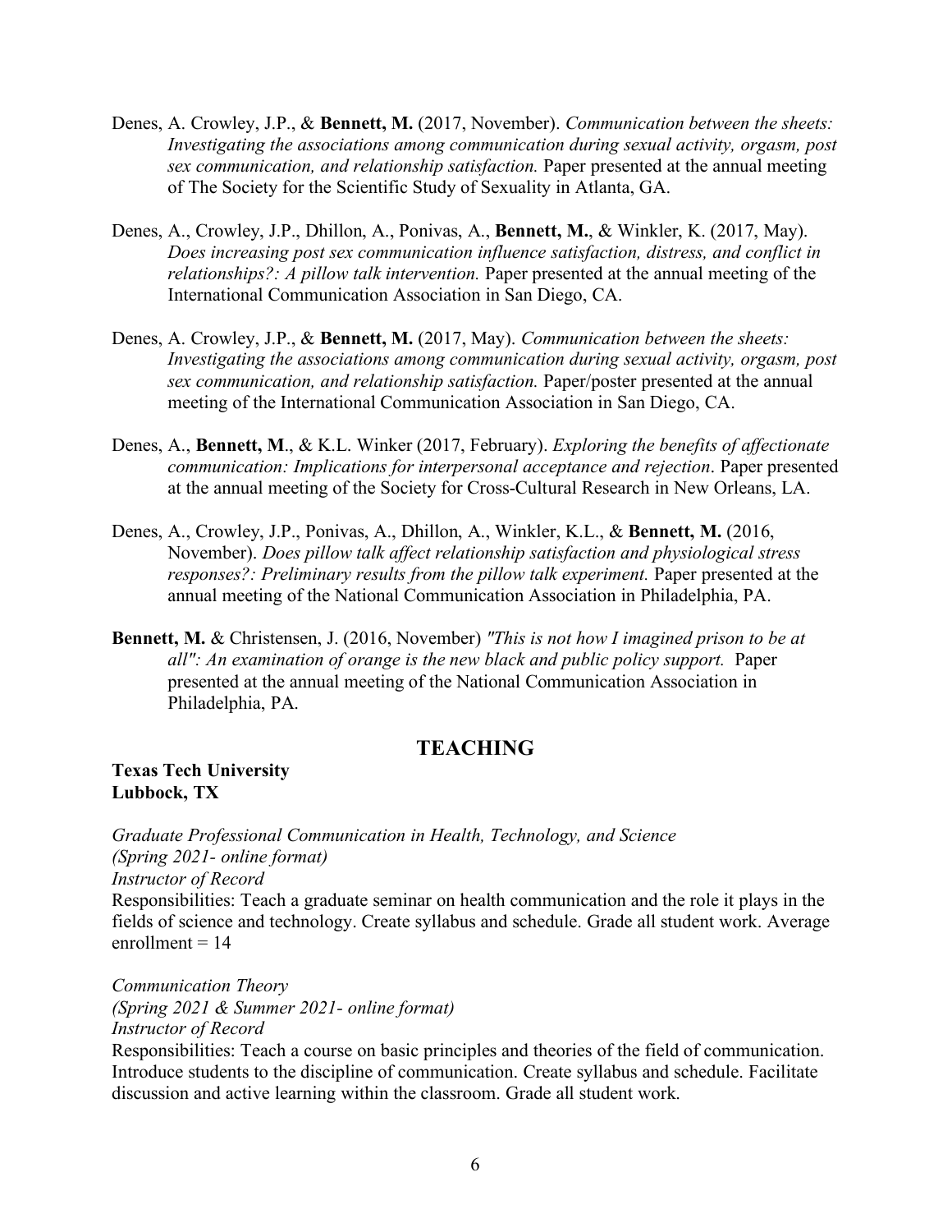Denes, A. Crowley, J.P., & **Bennett, M.** (2017, November). *Communication between the sheets: Investigating the associations among communication during sexual activity, orgasm, post sex communication, and relationship satisfaction.* Paper presented at the annual meeting of The Society for the Scientific Study of Sexuality in Atlanta, GA.

Denes, A., Crowley, J.P., Dhillon, A., Ponivas, A., **Bennett, M.**, & Winkler, K. (2017, May). *Does increasing post sex communication influence satisfaction, distress, and conflict in relationships?: A pillow talk intervention.* Paper presented at the annual meeting of the International Communication Association in San Diego, CA.

Denes, A. Crowley, J.P., & **Bennett, M.** (2017, May). *Communication between the sheets: Investigating the associations among communication during sexual activity, orgasm, post sex communication, and relationship satisfaction.* Paper/poster presented at the annual meeting of the International Communication Association in San Diego, CA.

Denes, A., **Bennett, M**., & K.L. Winker (2017, February). *Exploring the benefits of affectionate communication: Implications for interpersonal acceptance and rejection*. Paper presented at the annual meeting of the Society for Cross-Cultural Research in New Orleans, LA.

Denes, A., Crowley, J.P., Ponivas, A., Dhillon, A., Winkler, K.L., & **Bennett, M.** (2016, November). *Does pillow talk affect relationship satisfaction and physiological stress responses?: Preliminary results from the pillow talk experiment.* Paper presented at the annual meeting of the National Communication Association in Philadelphia, PA.

**Bennett, M.** & Christensen, J. (2016, November) *"This is not how I imagined prison to be at all": An examination of orange is the new black and public policy support.* Paper presented at the annual meeting of the National Communication Association in Philadelphia, PA.

## TEACHING

**Texas Tech University**
**Lubbock, TX**

*Graduate Professional Communication in Health, Technology, and Science*
*(Spring 2021- online format)*
*Instructor of Record*
Responsibilities: Teach a graduate seminar on health communication and the role it plays in the fields of science and technology. Create syllabus and schedule. Grade all student work. Average enrollment = 14

*Communication Theory*
*(Spring 2021 & Summer 2021- online format)*
*Instructor of Record*
Responsibilities: Teach a course on basic principles and theories of the field of communication. Introduce students to the discipline of communication. Create syllabus and schedule. Facilitate discussion and active learning within the classroom. Grade all student work.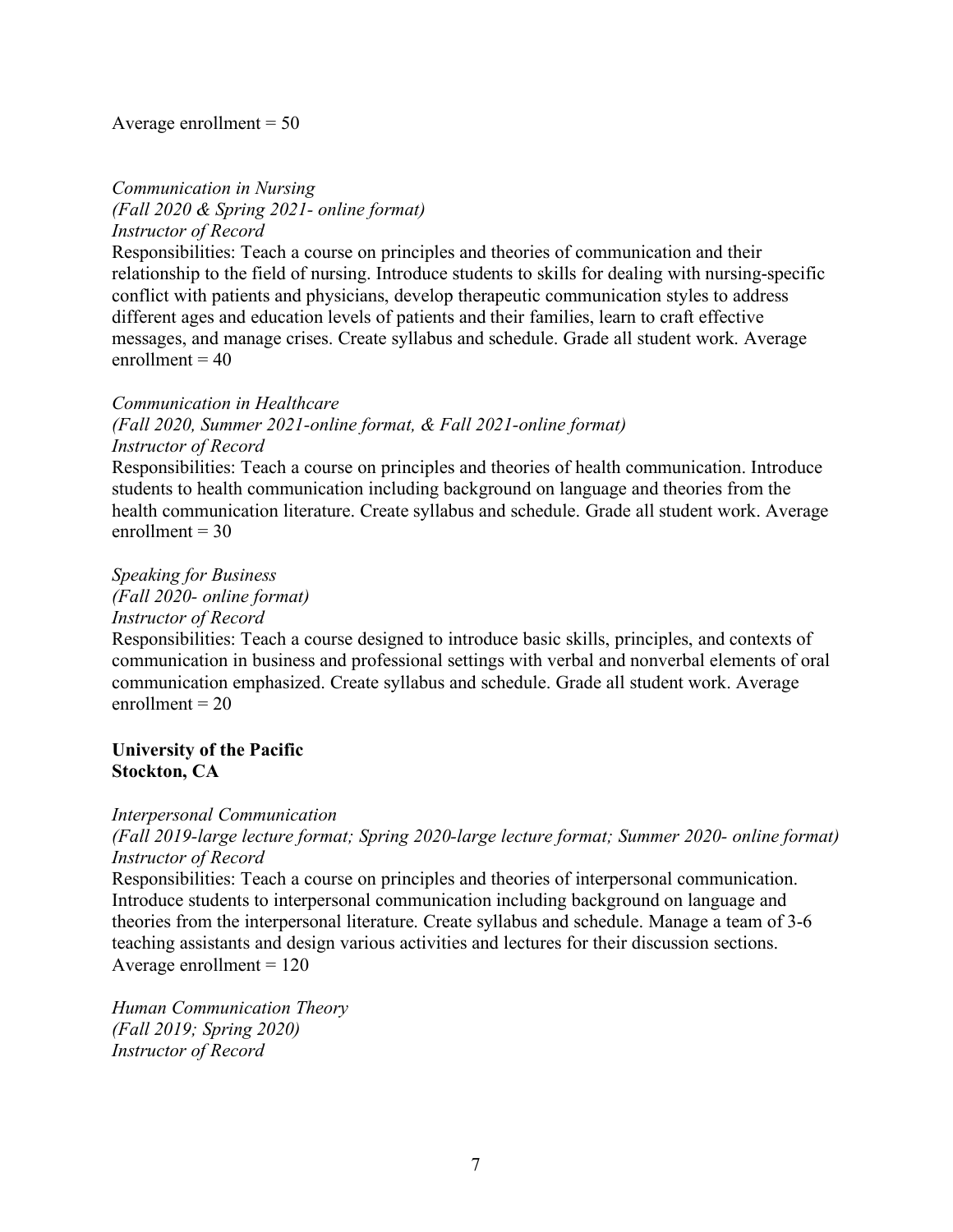Average enrollment = 50

*Communication in Nursing*
*(Fall 2020 & Spring 2021- online format)*
*Instructor of Record*
Responsibilities: Teach a course on principles and theories of communication and their relationship to the field of nursing. Introduce students to skills for dealing with nursing-specific conflict with patients and physicians, develop therapeutic communication styles to address different ages and education levels of patients and their families, learn to craft effective messages, and manage crises. Create syllabus and schedule. Grade all student work. Average enrollment = 40

*Communication in Healthcare*
*(Fall 2020, Summer 2021-online format, & Fall 2021-online format)*
*Instructor of Record*
Responsibilities: Teach a course on principles and theories of health communication. Introduce students to health communication including background on language and theories from the health communication literature. Create syllabus and schedule. Grade all student work. Average enrollment = 30

*Speaking for Business*
*(Fall 2020- online format)*
*Instructor of Record*
Responsibilities: Teach a course designed to introduce basic skills, principles, and contexts of communication in business and professional settings with verbal and nonverbal elements of oral communication emphasized. Create syllabus and schedule. Grade all student work. Average enrollment = 20

**University of the Pacific**
**Stockton, CA**

*Interpersonal Communication*
*(Fall 2019-large lecture format; Spring 2020-large lecture format; Summer 2020- online format)*
*Instructor of Record*
Responsibilities: Teach a course on principles and theories of interpersonal communication. Introduce students to interpersonal communication including background on language and theories from the interpersonal literature. Create syllabus and schedule. Manage a team of 3-6 teaching assistants and design various activities and lectures for their discussion sections. Average enrollment = 120

*Human Communication Theory*
*(Fall 2019; Spring 2020)*
*Instructor of Record*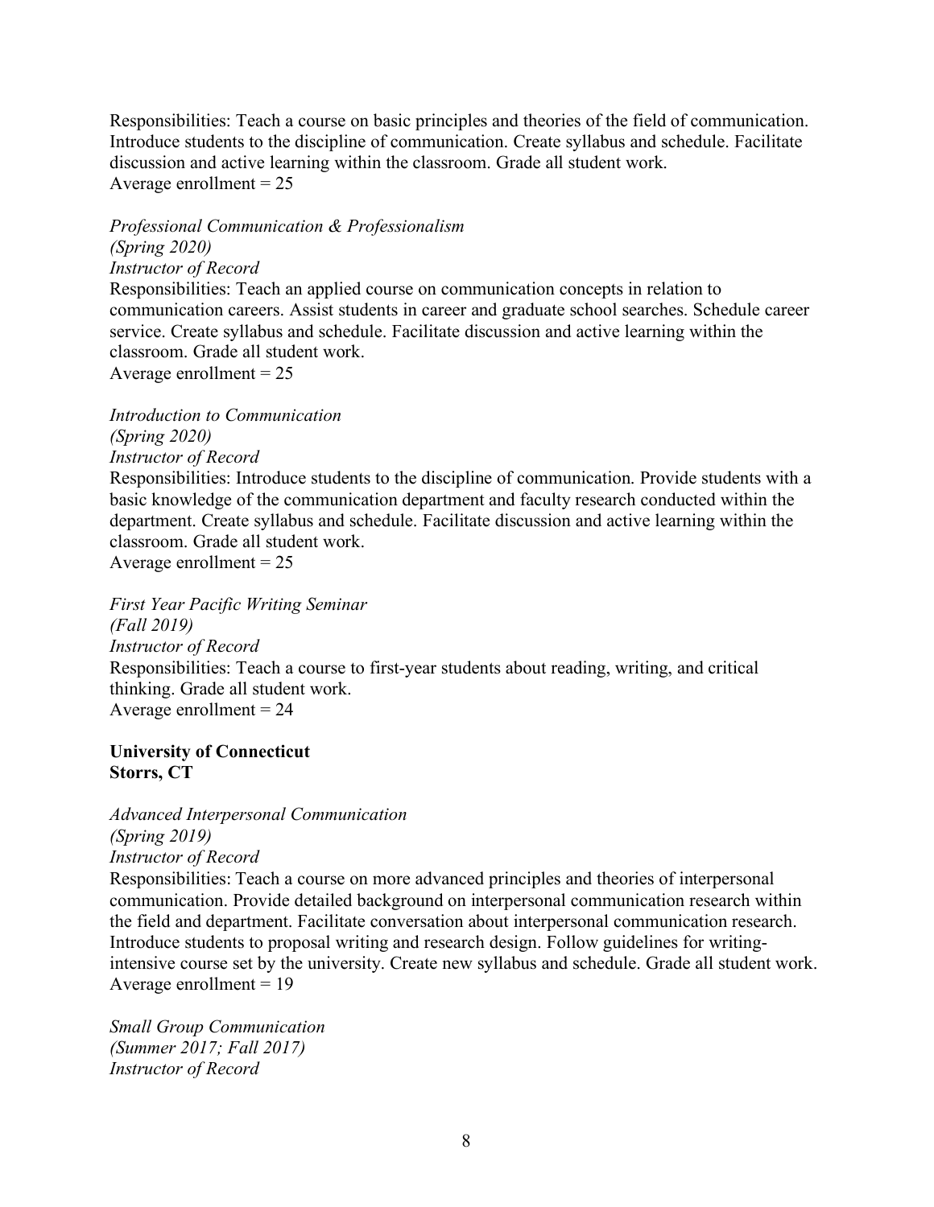Responsibilities: Teach a course on basic principles and theories of the field of communication. Introduce students to the discipline of communication. Create syllabus and schedule. Facilitate discussion and active learning within the classroom. Grade all student work.
Average enrollment = 25

*Professional Communication & Professionalism*
*(Spring 2020)*
*Instructor of Record*
Responsibilities: Teach an applied course on communication concepts in relation to communication careers. Assist students in career and graduate school searches. Schedule career service. Create syllabus and schedule. Facilitate discussion and active learning within the classroom. Grade all student work.
Average enrollment = 25

*Introduction to Communication*
*(Spring 2020)*
*Instructor of Record*
Responsibilities: Introduce students to the discipline of communication. Provide students with a basic knowledge of the communication department and faculty research conducted within the department. Create syllabus and schedule. Facilitate discussion and active learning within the classroom. Grade all student work.
Average enrollment = 25

*First Year Pacific Writing Seminar*
*(Fall 2019)*
*Instructor of Record*
Responsibilities: Teach a course to first-year students about reading, writing, and critical thinking. Grade all student work.
Average enrollment = 24

**University of Connecticut**
**Storrs, CT**

*Advanced Interpersonal Communication*
*(Spring 2019)*
*Instructor of Record*
Responsibilities: Teach a course on more advanced principles and theories of interpersonal communication. Provide detailed background on interpersonal communication research within the field and department. Facilitate conversation about interpersonal communication research. Introduce students to proposal writing and research design. Follow guidelines for writing-intensive course set by the university. Create new syllabus and schedule. Grade all student work.
Average enrollment = 19

*Small Group Communication*
*(Summer 2017; Fall 2017)*
*Instructor of Record*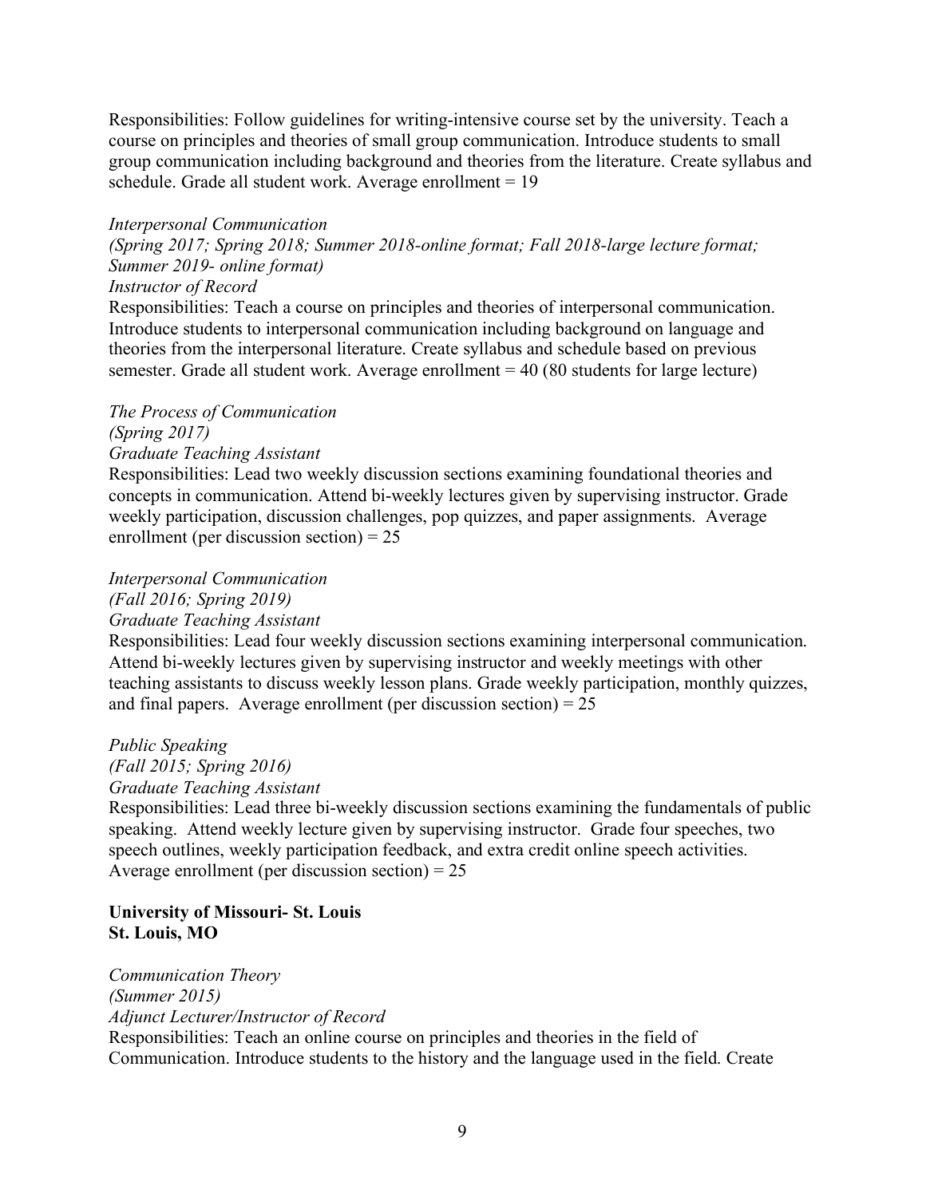Responsibilities: Follow guidelines for writing-intensive course set by the university. Teach a course on principles and theories of small group communication. Introduce students to small group communication including background and theories from the literature. Create syllabus and schedule. Grade all student work. Average enrollment = 19

*Interpersonal Communication*
*(Spring 2017; Spring 2018; Summer 2018-online format; Fall 2018-large lecture format; Summer 2019- online format)*
*Instructor of Record*
Responsibilities: Teach a course on principles and theories of interpersonal communication. Introduce students to interpersonal communication including background on language and theories from the interpersonal literature. Create syllabus and schedule based on previous semester. Grade all student work. Average enrollment = 40 (80 students for large lecture)

*The Process of Communication*
*(Spring 2017)*
*Graduate Teaching Assistant*
Responsibilities: Lead two weekly discussion sections examining foundational theories and concepts in communication. Attend bi-weekly lectures given by supervising instructor. Grade weekly participation, discussion challenges, pop quizzes, and paper assignments. Average enrollment (per discussion section) = 25

*Interpersonal Communication*
*(Fall 2016; Spring 2019)*
*Graduate Teaching Assistant*
Responsibilities: Lead four weekly discussion sections examining interpersonal communication. Attend bi-weekly lectures given by supervising instructor and weekly meetings with other teaching assistants to discuss weekly lesson plans. Grade weekly participation, monthly quizzes, and final papers. Average enrollment (per discussion section) = 25

*Public Speaking*
*(Fall 2015; Spring 2016)*
*Graduate Teaching Assistant*
Responsibilities: Lead three bi-weekly discussion sections examining the fundamentals of public speaking. Attend weekly lecture given by supervising instructor. Grade four speeches, two speech outlines, weekly participation feedback, and extra credit online speech activities. Average enrollment (per discussion section) = 25

**University of Missouri- St. Louis**
**St. Louis, MO**

*Communication Theory*
*(Summer 2015)*
*Adjunct Lecturer/Instructor of Record*
Responsibilities: Teach an online course on principles and theories in the field of Communication. Introduce students to the history and the language used in the field. Create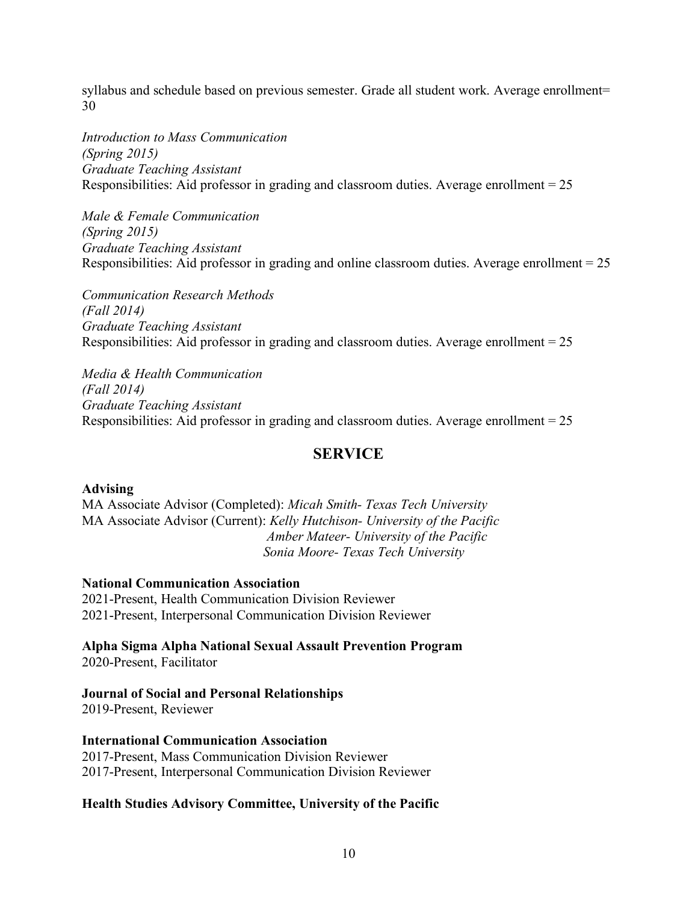syllabus and schedule based on previous semester. Grade all student work. Average enrollment= 30

*Introduction to Mass Communication*
*(Spring 2015)*
*Graduate Teaching Assistant*
Responsibilities: Aid professor in grading and classroom duties. Average enrollment = 25

*Male & Female Communication*
*(Spring 2015)*
*Graduate Teaching Assistant*
Responsibilities: Aid professor in grading and online classroom duties. Average enrollment = 25

*Communication Research Methods*
*(Fall 2014)*
*Graduate Teaching Assistant*
Responsibilities: Aid professor in grading and classroom duties. Average enrollment = 25

*Media & Health Communication*
*(Fall 2014)*
*Graduate Teaching Assistant*
Responsibilities: Aid professor in grading and classroom duties. Average enrollment = 25

## SERVICE

**Advising**
MA Associate Advisor (Completed): *Micah Smith- Texas Tech University*
MA Associate Advisor (Current): *Kelly Hutchison- University of the Pacific*
*Amber Mateer- University of the Pacific*
*Sonia Moore- Texas Tech University*

**National Communication Association**
2021-Present, Health Communication Division Reviewer
2021-Present, Interpersonal Communication Division Reviewer

**Alpha Sigma Alpha National Sexual Assault Prevention Program**
2020-Present, Facilitator

**Journal of Social and Personal Relationships**
2019-Present, Reviewer

**International Communication Association**
2017-Present, Mass Communication Division Reviewer
2017-Present, Interpersonal Communication Division Reviewer

**Health Studies Advisory Committee, University of the Pacific**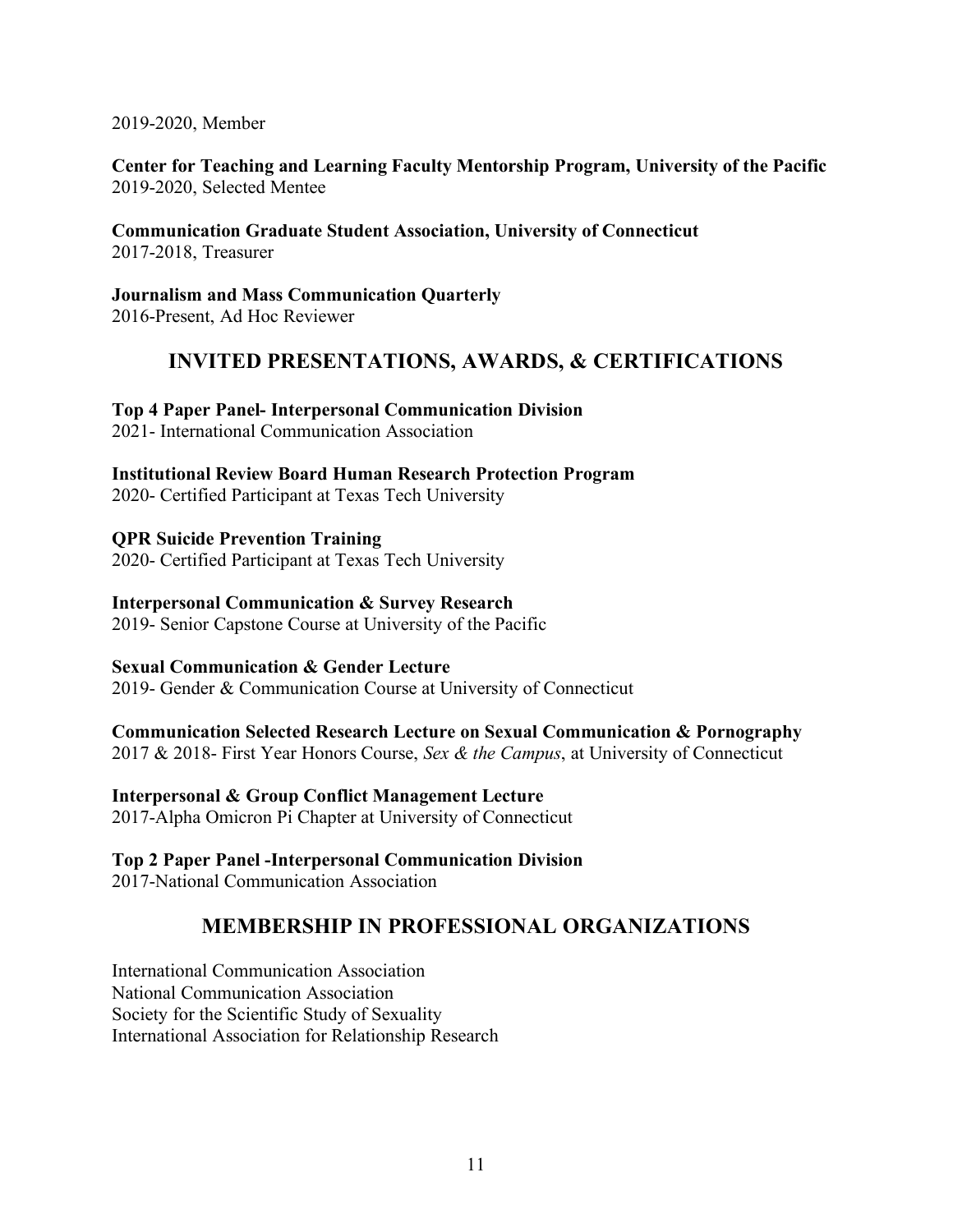2019-2020, Member

**Center for Teaching and Learning Faculty Mentorship Program, University of the Pacific**
2019-2020, Selected Mentee

**Communication Graduate Student Association, University of Connecticut**
2017-2018, Treasurer

**Journalism and Mass Communication Quarterly**
2016-Present, Ad Hoc Reviewer

## INVITED PRESENTATIONS, AWARDS, & CERTIFICATIONS

**Top 4 Paper Panel- Interpersonal Communication Division**
2021- International Communication Association

**Institutional Review Board Human Research Protection Program**
2020- Certified Participant at Texas Tech University

**QPR Suicide Prevention Training**
2020- Certified Participant at Texas Tech University

**Interpersonal Communication & Survey Research**
2019- Senior Capstone Course at University of the Pacific

**Sexual Communication & Gender Lecture**
2019- Gender & Communication Course at University of Connecticut

**Communication Selected Research Lecture on Sexual Communication & Pornography**
2017 & 2018- First Year Honors Course, *Sex & the Campus*, at University of Connecticut

**Interpersonal & Group Conflict Management Lecture**
2017-Alpha Omicron Pi Chapter at University of Connecticut

**Top 2 Paper Panel -Interpersonal Communication Division**
2017-National Communication Association

## MEMBERSHIP IN PROFESSIONAL ORGANIZATIONS

International Communication Association
National Communication Association
Society for the Scientific Study of Sexuality
International Association for Relationship Research